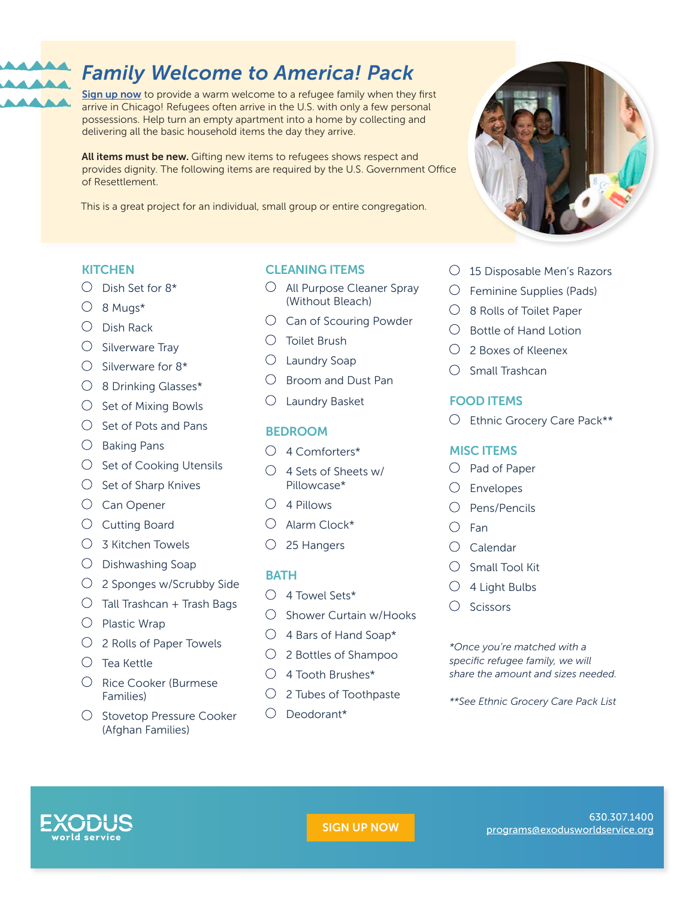# Family Welcome to America! Pack

**Sign up now** to provide a warm welcome to a refugee family when they first arrive in Chicago! Refugees often arrive in the U.S. with only a few personal possessions. Help turn an empty apartment into a home by collecting and delivering all the basic household items the day they arrive.

**All items must be new.** Gifting new items to refugees shows respect and provides dignity. The following items are required by the U.S. Government Office of Resettlement.

This is a great project for an individual, small group or entire congregation.

## KITCHEN

- ○ Dish Set for 8*
- ○ 8 Mugs*
- ○ Dish Rack
- ○ Silverware Tray
- ○ Silverware for 8*
- ○ 8 Drinking Glasses*
- ○ Set of Mixing Bowls
- ○ Set of Pots and Pans
- ○ Baking Pans
- ○ Set of Cooking Utensils
- ○ Set of Sharp Knives
- ○ Can Opener
- ○ Cutting Board
- ○ 3 Kitchen Towels
- ○ Dishwashing Soap
- ○ 2 Sponges w/Scrubby Side
- ○ Tall Trashcan + Trash Bags
- ○ Plastic Wrap
- ○ 2 Rolls of Paper Towels
- ○ Tea Kettle
- ○ Rice Cooker (Burmese Families)
- ○ Stovetop Pressure Cooker (Afghan Families)

## CLEANING ITEMS

- ○ All Purpose Cleaner Spray (Without Bleach)
- ○ Can of Scouring Powder
- ○ Toilet Brush
- ○ Laundry Soap
- ○ Broom and Dust Pan
- ○ Laundry Basket

## BEDROOM

- ○ 4 Comforters*
- ○ 4 Sets of Sheets w/ Pillowcase*
- ○ 4 Pillows
- ○ Alarm Clock*
- ○ 25 Hangers

## BATH

- ○ 4 Towel Sets*
- ○ Shower Curtain w/Hooks
- ○ 4 Bars of Hand Soap*
- ○ 2 Bottles of Shampoo
- ○ 4 Tooth Brushes*
- ○ 2 Tubes of Toothpaste
- ○ Deodorant*
- ○ 15 Disposable Men's Razors
- ○ Feminine Supplies (Pads)
- ○ 8 Rolls of Toilet Paper
- ○ Bottle of Hand Lotion
- ○ 2 Boxes of Kleenex
- ○ Small Trashcan

## FOOD ITEMS

- ○ Ethnic Grocery Care Pack**

## MISC ITEMS

- ○ Pad of Paper
- ○ Envelopes
- ○ Pens/Pencils
- ○ Fan
- ○ Calendar
- ○ Small Tool Kit
- ○ 4 Light Bulbs
- ○ Scissors

*\*Once you're matched with a specific refugee family, we will share the amount and sizes needed.*

*\*\*See Ethnic Grocery Care Pack List*

EXODUS world service

SIGN UP NOW

630.307.1400
programs@exodusworldservice.org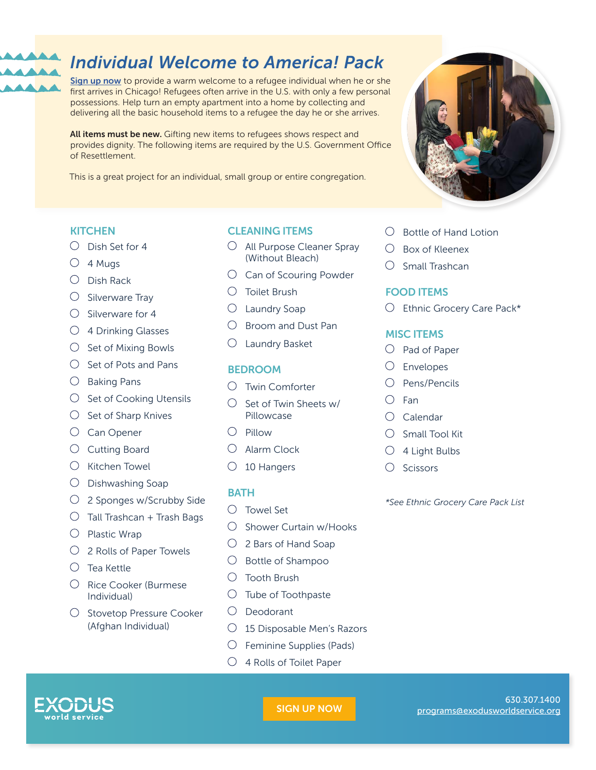# Individual Welcome to America! Pack

Sign up now to provide a warm welcome to a refugee individual when he or she first arrives in Chicago! Refugees often arrive in the U.S. with only a few personal possessions. Help turn an empty apartment into a home by collecting and delivering all the basic household items to a refugee the day he or she arrives.

**All items must be new.** Gifting new items to refugees shows respect and provides dignity. The following items are required by the U.S. Government Office of Resettlement.

This is a great project for an individual, small group or entire congregation.

## KITCHEN

- ○ Dish Set for 4
- ○ 4 Mugs
- ○ Dish Rack
- ○ Silverware Tray
- ○ Silverware for 4
- ○ 4 Drinking Glasses
- ○ Set of Mixing Bowls
- ○ Set of Pots and Pans
- ○ Baking Pans
- ○ Set of Cooking Utensils
- ○ Set of Sharp Knives
- ○ Can Opener
- ○ Cutting Board
- ○ Kitchen Towel
- ○ Dishwashing Soap
- ○ 2 Sponges w/Scrubby Side
- ○ Tall Trashcan + Trash Bags
- ○ Plastic Wrap
- ○ 2 Rolls of Paper Towels
- ○ Tea Kettle
- ○ Rice Cooker (Burmese Individual)
- ○ Stovetop Pressure Cooker (Afghan Individual)

## CLEANING ITEMS

- ○ All Purpose Cleaner Spray (Without Bleach)
- ○ Can of Scouring Powder
- ○ Toilet Brush
- ○ Laundry Soap
- ○ Broom and Dust Pan
- ○ Laundry Basket

## BEDROOM

- ○ Twin Comforter
- ○ Set of Twin Sheets w/ Pillowcase
- ○ Pillow
- ○ Alarm Clock
- ○ 10 Hangers

## BATH

- ○ Towel Set
- ○ Shower Curtain w/Hooks
- ○ 2 Bars of Hand Soap
- ○ Bottle of Shampoo
- ○ Tooth Brush
- ○ Tube of Toothpaste
- ○ Deodorant
- ○ 15 Disposable Men's Razors
- ○ Feminine Supplies (Pads)
- ○ 4 Rolls of Toilet Paper
- ○ Bottle of Hand Lotion
- ○ Box of Kleenex
- ○ Small Trashcan

## FOOD ITEMS

- ○ Ethnic Grocery Care Pack*

## MISC ITEMS

- ○ Pad of Paper
- ○ Envelopes
- ○ Pens/Pencils
- ○ Fan
- ○ Calendar
- ○ Small Tool Kit
- ○ 4 Light Bulbs
- ○ Scissors

*\*See Ethnic Grocery Care Pack List*

EXODUS world service

SIGN UP NOW

630.307.1400
programs@exodusworldservice.org